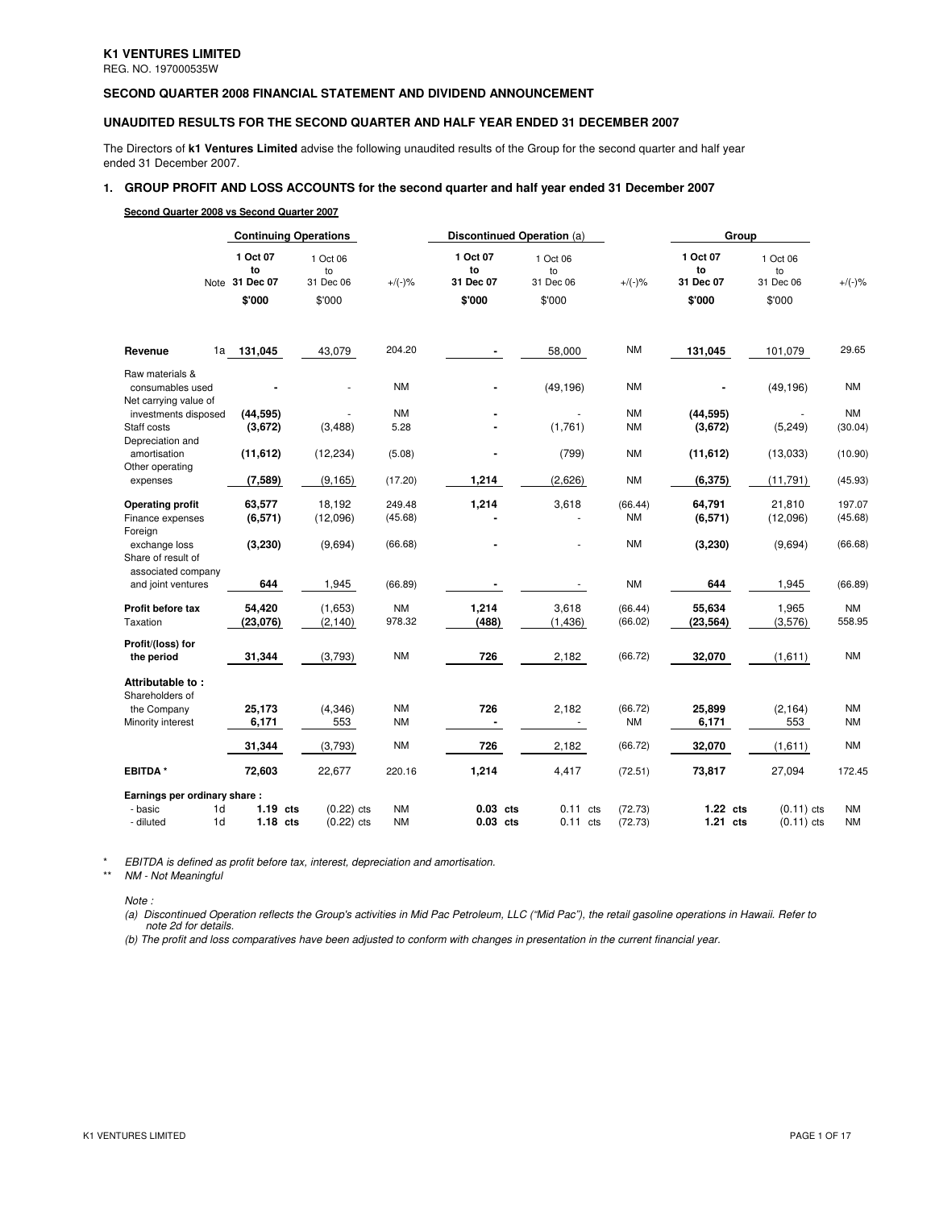**K1 VENTURES LIMITED**
REG. NO. 197000535W

## SECOND QUARTER 2008 FINANCIAL STATEMENT AND DIVIDEND ANNOUNCEMENT

## UNAUDITED RESULTS FOR THE SECOND QUARTER AND HALF YEAR ENDED 31 DECEMBER 2007

The Directors of **k1 Ventures Limited** advise the following unaudited results of the Group for the second quarter and half year ended 31 December 2007.

### 1. GROUP PROFIT AND LOSS ACCOUNTS for the second quarter and half year ended 31 December 2007

**Second Quarter 2008 vs Second Quarter 2007**

| | Note | Continuing Operations | | | Discontinued Operation (a) | | | Group | | |
|---|---|---|---|---|---|---|---|---|---|---|
| | | **1 Oct 07 to 31 Dec 07** | 1 Oct 06 to 31 Dec 06 | +/(-)% | **1 Oct 07 to 31 Dec 07** | 1 Oct 06 to 31 Dec 06 | +/(-)% | **1 Oct 07 to 31 Dec 07** | 1 Oct 06 to 31 Dec 06 | +/(-)% |
| | | **$'000** | $'000 | | **$'000** | $'000 | | **$'000** | $'000 | |
| **Revenue** | 1a | **131,045** | 43,079 | 204.20 | **-** | 58,000 | NM | **131,045** | 101,079 | 29.65 |
| Raw materials & consumables used | | **-** | - | NM | **-** | (49,196) | NM | **-** | (49,196) | NM |
| Net carrying value of investments disposed | | **(44,595)** | - | NM | **-** | - | NM | **(44,595)** | - | NM |
| Staff costs | | **(3,672)** | (3,488) | 5.28 | **-** | (1,761) | NM | **(3,672)** | (5,249) | (30.04) |
| Depreciation and amortisation | | **(11,612)** | (12,234) | (5.08) | **-** | (799) | NM | **(11,612)** | (13,033) | (10.90) |
| Other operating expenses | | **(7,589)** | (9,165) | (17.20) | **1,214** | (2,626) | NM | **(6,375)** | (11,791) | (45.93) |
| **Operating profit** | | **63,577** | 18,192 | 249.48 | **1,214** | 3,618 | (66.44) | **64,791** | 21,810 | 197.07 |
| Finance expenses | | **(6,571)** | (12,096) | (45.68) | **-** | - | NM | **(6,571)** | (12,096) | (45.68) |
| Foreign exchange loss | | **(3,230)** | (9,694) | (66.68) | **-** | - | NM | **(3,230)** | (9,694) | (66.68) |
| Share of result of associated company and joint ventures | | **644** | 1,945 | (66.89) | **-** | - | NM | **644** | 1,945 | (66.89) |
| **Profit before tax** | | **54,420** | (1,653) | NM | **1,214** | 3,618 | (66.44) | **55,634** | 1,965 | NM |
| Taxation | | **(23,076)** | (2,140) | 978.32 | **(488)** | (1,436) | (66.02) | **(23,564)** | (3,576) | 558.95 |
| **Profit/(loss) for the period** | | **31,344** | (3,793) | NM | **726** | 2,182 | (66.72) | **32,070** | (1,611) | NM |
| **Attributable to :** | | | | | | | | | | |
| Shareholders of the Company | | **25,173** | (4,346) | NM | **726** | 2,182 | (66.72) | **25,899** | (2,164) | NM |
| Minority interest | | **6,171** | 553 | NM | **-** | - | NM | **6,171** | 553 | NM |
| | | **31,344** | (3,793) | NM | **726** | 2,182 | (66.72) | **32,070** | (1,611) | NM |
| **EBITDA \*** | | **72,603** | 22,677 | 220.16 | **1,214** | 4,417 | (72.51) | **73,817** | 27,094 | 172.45 |
| **Earnings per ordinary share :** | | | | | | | | | | |
| - basic | 1d | **1.19 cts** | (0.22) cts | NM | **0.03 cts** | 0.11 cts | (72.73) | **1.22 cts** | (0.11) cts | NM |
| - diluted | 1d | **1.18 cts** | (0.22) cts | NM | **0.03 cts** | 0.11 cts | (72.73) | **1.21 cts** | (0.11) cts | NM |

\* *EBITDA is defined as profit before tax, interest, depreciation and amortisation.*
\*\* *NM - Not Meaningful*

*Note :*

*(a) Discontinued Operation reflects the Group's activities in Mid Pac Petroleum, LLC ("Mid Pac"), the retail gasoline operations in Hawaii. Refer to note 2d for details.*

*(b) The profit and loss comparatives have been adjusted to conform with changes in presentation in the current financial year.*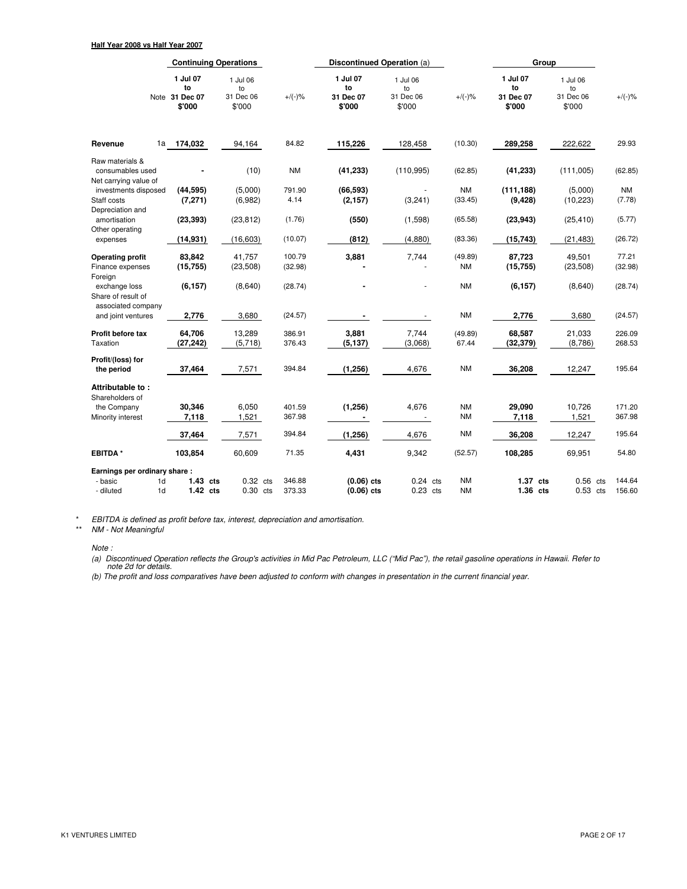**Half Year 2008 vs Half Year 2007**

| | Note | Continuing Operations | | | Discontinued Operation (a) | | | Group | | |
|---|---|---|---|---|---|---|---|---|---|---|
| | | **1 Jul 07 to 31 Dec 07 $'000** | 1 Jul 06 to 31 Dec 06 $'000 | +/(-)% | **1 Jul 07 to 31 Dec 07 $'000** | 1 Jul 06 to 31 Dec 06 $'000 | +/(-)% | **1 Jul 07 to 31 Dec 07 $'000** | 1 Jul 06 to 31 Dec 06 $'000 | +/(-)% |
| **Revenue** | 1a | **174,032** | 94,164 | 84.82 | **115,226** | 128,458 | (10.30) | **289,258** | 222,622 | 29.93 |
| Raw materials & consumables used | | **-** | (10) | NM | **(41,233)** | (110,995) | (62.85) | **(41,233)** | (111,005) | (62.85) |
| Net carrying value of investments disposed | | **(44,595)** | (5,000) | 791.90 | **(66,593)** | - | NM | **(111,188)** | (5,000) | NM |
| Staff costs | | **(7,271)** | (6,982) | 4.14 | **(2,157)** | (3,241) | (33.45) | **(9,428)** | (10,223) | (7.78) |
| Depreciation and amortisation | | **(23,393)** | (23,812) | (1.76) | **(550)** | (1,598) | (65.58) | **(23,943)** | (25,410) | (5.77) |
| Other operating expenses | | **(14,931)** | (16,603) | (10.07) | **(812)** | (4,880) | (83.36) | **(15,743)** | (21,483) | (26.72) |
| **Operating profit** | | **83,842** | 41,757 | 100.79 | **3,881** | 7,744 | (49.89) | **87,723** | 49,501 | 77.21 |
| Finance expenses | | **(15,755)** | (23,508) | (32.98) | **-** | - | NM | **(15,755)** | (23,508) | (32.98) |
| Foreign exchange loss | | **(6,157)** | (8,640) | (28.74) | **-** | - | NM | **(6,157)** | (8,640) | (28.74) |
| Share of result of associated company and joint ventures | | **2,776** | 3,680 | (24.57) | **-** | - | NM | **2,776** | 3,680 | (24.57) |
| **Profit before tax** | | **64,706** | 13,289 | 386.91 | **3,881** | 7,744 | (49.89) | **68,587** | 21,033 | 226.09 |
| Taxation | | **(27,242)** | (5,718) | 376.43 | **(5,137)** | (3,068) | 67.44 | **(32,379)** | (8,786) | 268.53 |
| **Profit/(loss) for the period** | | **37,464** | 7,571 | 394.84 | **(1,256)** | 4,676 | NM | **36,208** | 12,247 | 195.64 |
| **Attributable to :** | | | | | | | | | | |
| Shareholders of the Company | | **30,346** | 6,050 | 401.59 | **(1,256)** | 4,676 | NM | **29,090** | 10,726 | 171.20 |
| Minority interest | | **7,118** | 1,521 | 367.98 | **-** | - | NM | **7,118** | 1,521 | 367.98 |
| | | **37,464** | 7,571 | 394.84 | **(1,256)** | 4,676 | NM | **36,208** | 12,247 | 195.64 |
| **EBITDA** * | | **103,854** | 60,609 | 71.35 | **4,431** | 9,342 | (52.57) | **108,285** | 69,951 | 54.80 |
| **Earnings per ordinary share :** | | | | | | | | | | |
| - basic | 1d | **1.43 cts** | 0.32 cts | 346.88 | **(0.06) cts** | 0.24 cts | NM | **1.37 cts** | 0.56 cts | 144.64 |
| - diluted | 1d | **1.42 cts** | 0.30 cts | 373.33 | **(0.06) cts** | 0.23 cts | NM | **1.36 cts** | 0.53 cts | 156.60 |

\* *EBITDA is defined as profit before tax, interest, depreciation and amortisation.*

\*\* *NM - Not Meaningful*

*Note :*

*(a) Discontinued Operation reflects the Group's activities in Mid Pac Petroleum, LLC ("Mid Pac"), the retail gasoline operations in Hawaii. Refer to note 2d for details.*

*(b) The profit and loss comparatives have been adjusted to conform with changes in presentation in the current financial year.*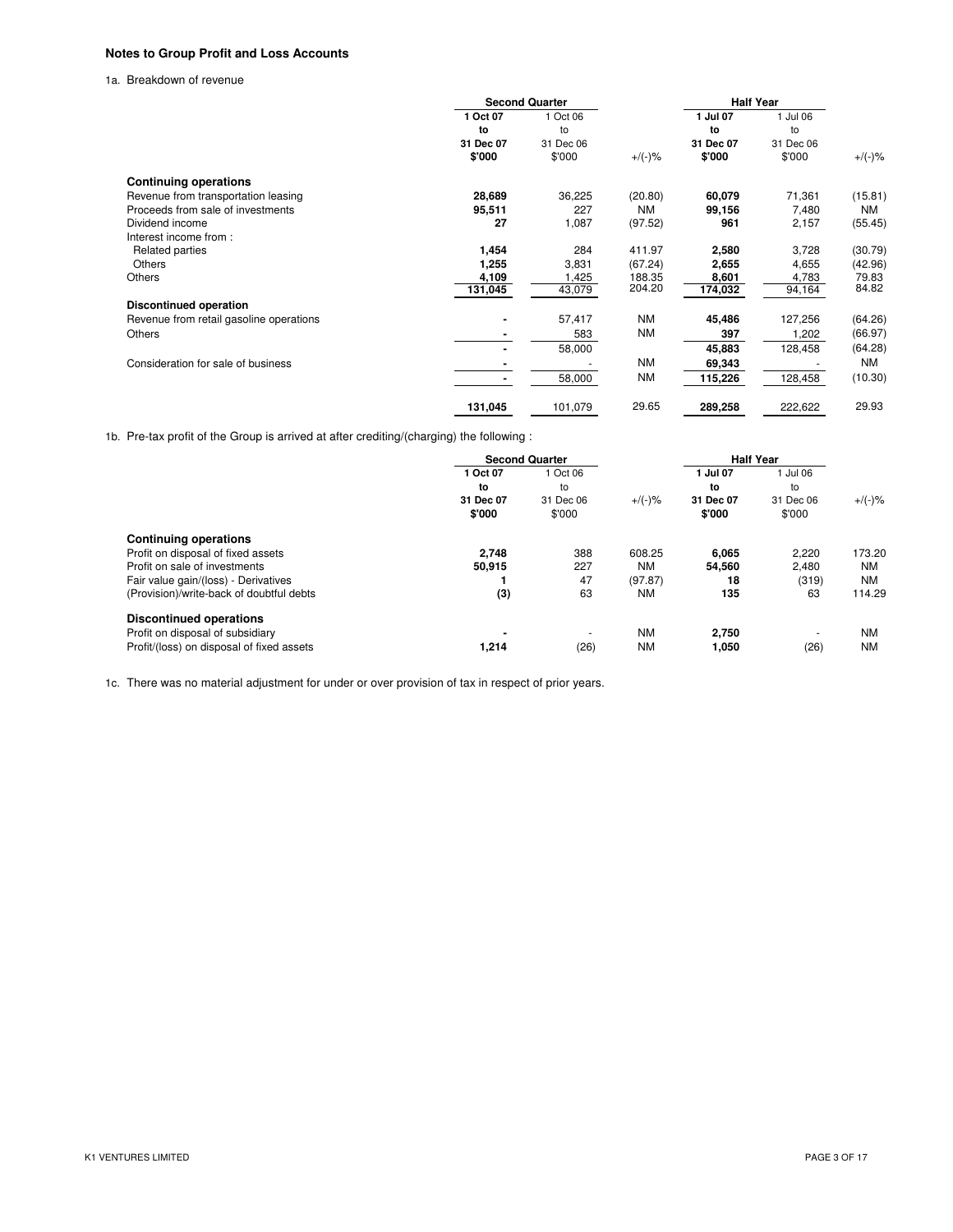### Notes to Group Profit and Loss Accounts

1a. Breakdown of revenue

| | Second Quarter | | | Half Year | | |
|---|---|---|---|---|---|---|
| | 1 Oct 07 to 31 Dec 07 $'000 | 1 Oct 06 to 31 Dec 06 $'000 | +/(-)% | 1 Jul 07 to 31 Dec 07 $'000 | 1 Jul 06 to 31 Dec 06 $'000 | +/(-)% |
| **Continuing operations** | | | | | | |
| Revenue from transportation leasing | **28,689** | 36,225 | (20.80) | **60,079** | 71,361 | (15.81) |
| Proceeds from sale of investments | **95,511** | 227 | NM | **99,156** | 7,480 | NM |
| Dividend income | **27** | 1,087 | (97.52) | **961** | 2,157 | (55.45) |
| Interest income from : | | | | | | |
| Related parties | **1,454** | 284 | 411.97 | **2,580** | 3,728 | (30.79) |
| Others | **1,255** | 3,831 | (67.24) | **2,655** | 4,655 | (42.96) |
| Others | **4,109** | 1,425 | 188.35 | **8,601** | 4,783 | 79.83 |
| | **131,045** | 43,079 | 204.20 | **174,032** | 94,164 | 84.82 |
| **Discontinued operation** | | | | | | |
| Revenue from retail gasoline operations | **-** | 57,417 | NM | **45,486** | 127,256 | (64.26) |
| Others | **-** | 583 | NM | **397** | 1,202 | (66.97) |
| | **-** | 58,000 | | **45,883** | 128,458 | (64.28) |
| Consideration for sale of business | **-** | - | NM | **69,343** | - | NM |
| | **-** | 58,000 | NM | **115,226** | 128,458 | (10.30) |
| | **131,045** | 101,079 | 29.65 | **289,258** | 222,622 | 29.93 |

1b. Pre-tax profit of the Group is arrived at after crediting/(charging) the following :

| | Second Quarter | | | Half Year | | |
|---|---|---|---|---|---|---|
| | 1 Oct 07 to 31 Dec 07 $'000 | 1 Oct 06 to 31 Dec 06 $'000 | +/(-)% | 1 Jul 07 to 31 Dec 07 $'000 | 1 Jul 06 to 31 Dec 06 $'000 | +/(-)% |
| **Continuing operations** | | | | | | |
| Profit on disposal of fixed assets | **2,748** | 388 | 608.25 | **6,065** | 2,220 | 173.20 |
| Profit on sale of investments | **50,915** | 227 | NM | **54,560** | 2,480 | NM |
| Fair value gain/(loss) - Derivatives | **1** | 47 | (97.87) | **18** | (319) | NM |
| (Provision)/write-back of doubtful debts | **(3)** | 63 | NM | **135** | 63 | 114.29 |
| **Discontinued operations** | | | | | | |
| Profit on disposal of subsidiary | **-** | - | NM | **2,750** | - | NM |
| Profit/(loss) on disposal of fixed assets | **1,214** | (26) | NM | **1,050** | (26) | NM |

1c. There was no material adjustment for under or over provision of tax in respect of prior years.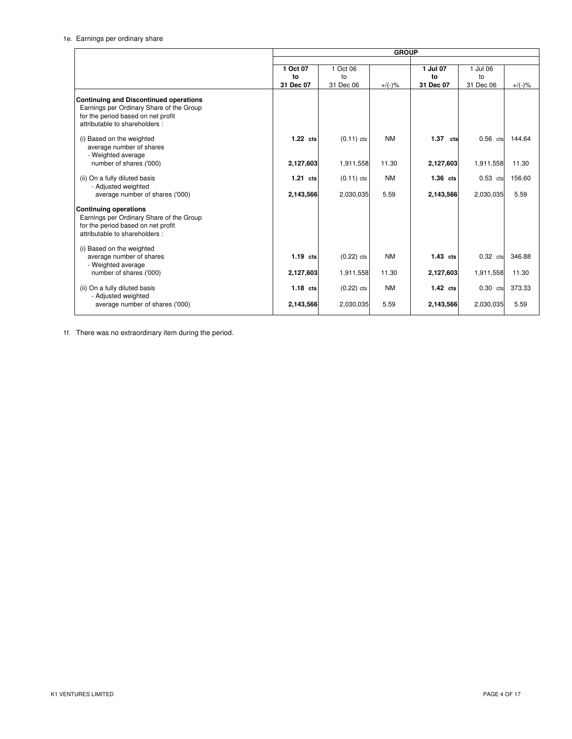1e. Earnings per ordinary share

| | GROUP | | | | | |
|---|---|---|---|---|---|---|
| | **1 Oct 07 to 31 Dec 07** | 1 Oct 06 to 31 Dec 06 | +/(-)% | **1 Jul 07 to 31 Dec 07** | 1 Jul 06 to 31 Dec 06 | +/(-)% |
| **Continuing and Discontinued operations** Earnings per Ordinary Share of the Group for the period based on net profit attributable to shareholders : | | | | | | |
| (i) Based on the weighted average number of shares | **1.22 cts** | (0.11) cts | NM | **1.37 cts** | 0.56 cts | 144.64 |
| - Weighted average number of shares ('000) | **2,127,603** | 1,911,558 | 11.30 | **2,127,603** | 1,911,558 | 11.30 |
| (ii) On a fully diluted basis | **1.21 cts** | (0.11) cts | NM | **1.36 cts** | 0.53 cts | 156.60 |
| - Adjusted weighted average number of shares ('000) | **2,143,566** | 2,030,035 | 5.59 | **2,143,566** | 2,030,035 | 5.59 |
| **Continuing operations** Earnings per Ordinary Share of the Group for the period based on net profit attributable to shareholders : | | | | | | |
| (i) Based on the weighted average number of shares | **1.19 cts** | (0.22) cts | NM | **1.43 cts** | 0.32 cts | 346.88 |
| - Weighted average number of shares ('000) | **2,127,603** | 1,911,558 | 11.30 | **2,127,603** | 1,911,558 | 11.30 |
| (ii) On a fully diluted basis | **1.18 cts** | (0.22) cts | NM | **1.42 cts** | 0.30 cts | 373.33 |
| - Adjusted weighted average number of shares ('000) | **2,143,566** | 2,030,035 | 5.59 | **2,143,566** | 2,030,035 | 5.59 |

1f. There was no extraordinary item during the period.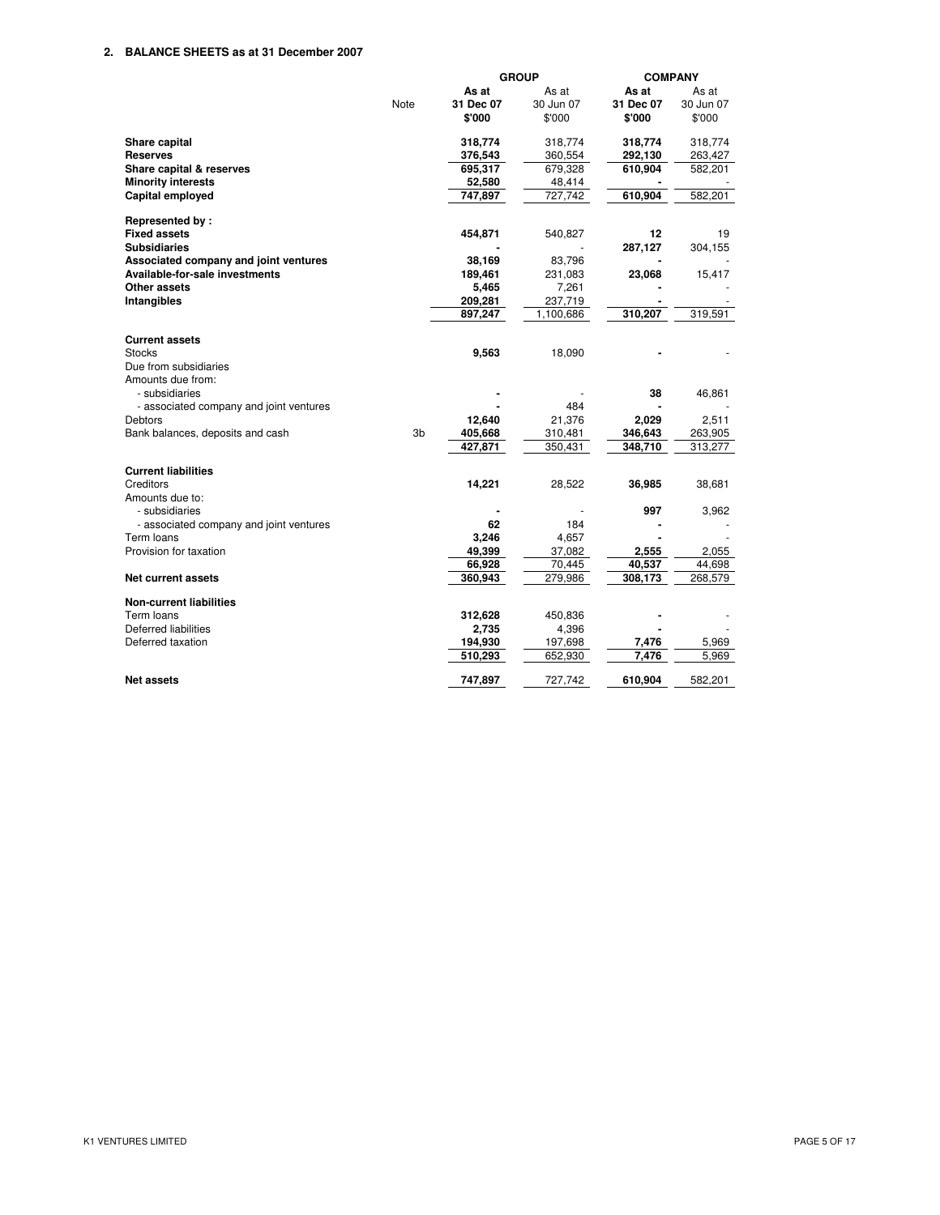## 2. BALANCE SHEETS as at 31 December 2007

| | Note | GROUP | | COMPANY | |
|---|---|---|---|---|---|
| | | **As at 31 Dec 07 $'000** | As at 30 Jun 07 $'000 | **As at 31 Dec 07 $'000** | As at 30 Jun 07 $'000 |
| **Share capital** | | **318,774** | 318,774 | **318,774** | 318,774 |
| **Reserves** | | **376,543** | 360,554 | **292,130** | 263,427 |
| **Share capital & reserves** | | **695,317** | 679,328 | **610,904** | 582,201 |
| **Minority interests** | | **52,580** | 48,414 | **-** | - |
| **Capital employed** | | **747,897** | 727,742 | **610,904** | 582,201 |
| | | | | | |
| **Represented by :** | | | | | |
| **Fixed assets** | | **454,871** | 540,827 | **12** | 19 |
| **Subsidiaries** | | **-** | - | **287,127** | 304,155 |
| **Associated company and joint ventures** | | **38,169** | 83,796 | **-** | - |
| **Available-for-sale investments** | | **189,461** | 231,083 | **23,068** | 15,417 |
| **Other assets** | | **5,465** | 7,261 | **-** | - |
| **Intangibles** | | **209,281** | 237,719 | **-** | - |
| | | **897,247** | 1,100,686 | **310,207** | 319,591 |
| | | | | | |
| **Current assets** | | | | | |
| Stocks | | **9,563** | 18,090 | **-** | - |
| Due from subsidiaries | | | | | |
| Amounts due from: | | | | | |
| - subsidiaries | | **-** | - | **38** | 46,861 |
| - associated company and joint ventures | | **-** | 484 | **-** | - |
| Debtors | | **12,640** | 21,376 | **2,029** | 2,511 |
| Bank balances, deposits and cash | 3b | **405,668** | 310,481 | **346,643** | 263,905 |
| | | **427,871** | 350,431 | **348,710** | 313,277 |
| | | | | | |
| **Current liabilities** | | | | | |
| Creditors | | **14,221** | 28,522 | **36,985** | 38,681 |
| Amounts due to: | | | | | |
| - subsidiaries | | **-** | - | **997** | 3,962 |
| - associated company and joint ventures | | **62** | 184 | **-** | - |
| Term loans | | **3,246** | 4,657 | **-** | - |
| Provision for taxation | | **49,399** | 37,082 | **2,555** | 2,055 |
| | | **66,928** | 70,445 | **40,537** | 44,698 |
| **Net current assets** | | **360,943** | 279,986 | **308,173** | 268,579 |
| | | | | | |
| **Non-current liabilities** | | | | | |
| Term loans | | **312,628** | 450,836 | **-** | - |
| Deferred liabilities | | **2,735** | 4,396 | **-** | - |
| Deferred taxation | | **194,930** | 197,698 | **7,476** | 5,969 |
| | | **510,293** | 652,930 | **7,476** | 5,969 |
| | | | | | |
| **Net assets** | | **747,897** | 727,742 | **610,904** | 582,201 |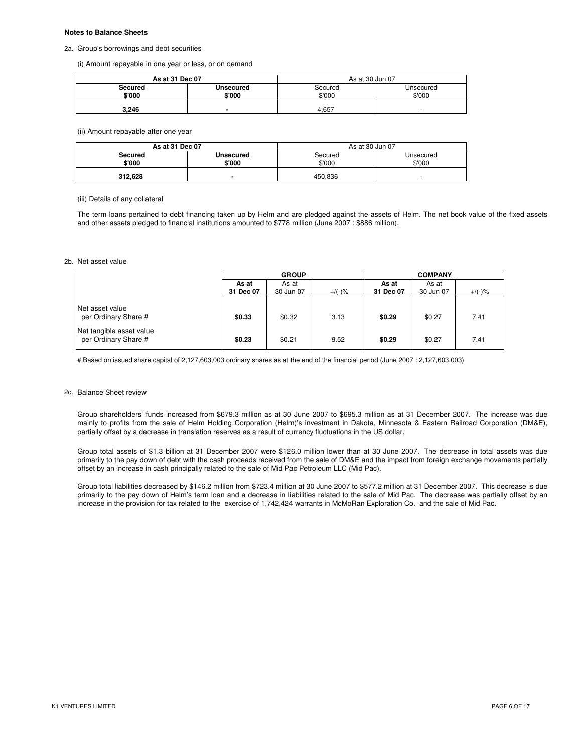**Notes to Balance Sheets**

2a. Group's borrowings and debt securities

(i) Amount repayable in one year or less, or on demand

| As at 31 Dec 07 | | As at 30 Jun 07 | |
|---|---|---|---|
| **Secured $'000** | **Unsecured $'000** | Secured $'000 | Unsecured $'000 |
| **3,246** | **-** | 4,657 | - |

(ii) Amount repayable after one year

| As at 31 Dec 07 | | As at 30 Jun 07 | |
|---|---|---|---|
| **Secured $'000** | **Unsecured $'000** | Secured $'000 | Unsecured $'000 |
| **312,628** | **-** | 450,836 | - |

(iii) Details of any collateral

The term loans pertained to debt financing taken up by Helm and are pledged against the assets of Helm. The net book value of the fixed assets and other assets pledged to financial institutions amounted to $778 million (June 2007 : $886 million).

2b. Net asset value

| | GROUP | | | COMPANY | | |
|---|---|---|---|---|---|---|
| | **As at 31 Dec 07** | As at 30 Jun 07 | +/(-)% | **As at 31 Dec 07** | As at 30 Jun 07 | +/(-)% |
| Net asset value per Ordinary Share # | **$0.33** | $0.32 | 3.13 | **$0.29** | $0.27 | 7.41 |
| Net tangible asset value per Ordinary Share # | **$0.23** | $0.21 | 9.52 | **$0.29** | $0.27 | 7.41 |

# Based on issued share capital of 2,127,603,003 ordinary shares as at the end of the financial period (June 2007 : 2,127,603,003).

2c. Balance Sheet review

Group shareholders' funds increased from $679.3 million as at 30 June 2007 to $695.3 million as at 31 December 2007. The increase was due mainly to profits from the sale of Helm Holding Corporation (Helm)'s investment in Dakota, Minnesota & Eastern Railroad Corporation (DM&E), partially offset by a decrease in translation reserves as a result of currency fluctuations in the US dollar.

Group total assets of $1.3 billion at 31 December 2007 were $126.0 million lower than at 30 June 2007. The decrease in total assets was due primarily to the pay down of debt with the cash proceeds received from the sale of DM&E and the impact from foreign exchange movements partially offset by an increase in cash principally related to the sale of Mid Pac Petroleum LLC (Mid Pac).

Group total liabilities decreased by $146.2 million from $723.4 million at 30 June 2007 to $577.2 million at 31 December 2007. This decrease is due primarily to the pay down of Helm's term loan and a decrease in liabilities related to the sale of Mid Pac. The decrease was partially offset by an increase in the provision for tax related to the exercise of 1,742,424 warrants in McMoRan Exploration Co. and the sale of Mid Pac.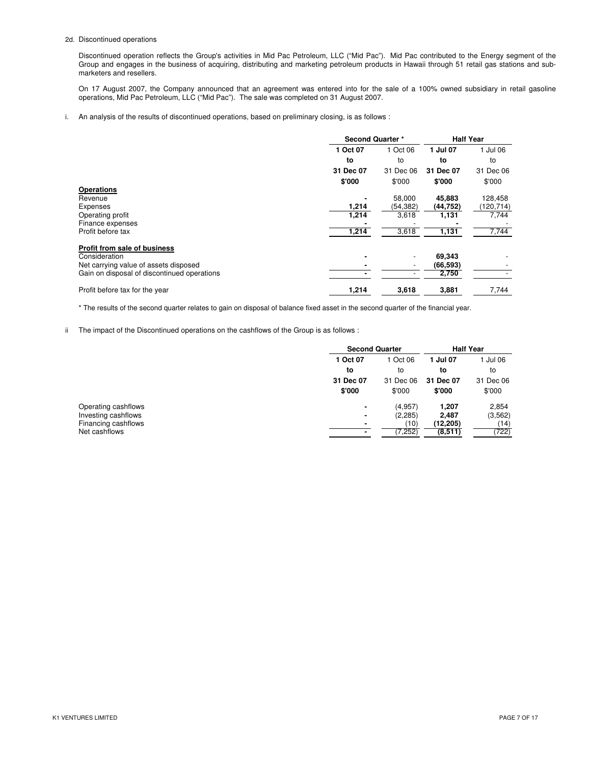2d. Discontinued operations

Discontinued operation reflects the Group's activities in Mid Pac Petroleum, LLC ("Mid Pac"). Mid Pac contributed to the Energy segment of the Group and engages in the business of acquiring, distributing and marketing petroleum products in Hawaii through 51 retail gas stations and sub-marketers and resellers.

On 17 August 2007, the Company announced that an agreement was entered into for the sale of a 100% owned subsidiary in retail gasoline operations, Mid Pac Petroleum, LLC ("Mid Pac"). The sale was completed on 31 August 2007.

i. An analysis of the results of discontinued operations, based on preliminary closing, is as follows :

| | Second Quarter * | | Half Year | |
|---|---|---|---|---|
| | **1 Oct 07 to 31 Dec 07** | 1 Oct 06 to 31 Dec 06 | **1 Jul 07 to 31 Dec 07** | 1 Jul 06 to 31 Dec 06 |
| | **$'000** | $'000 | **$'000** | $'000 |
| **Operations** | | | | |
| Revenue | **-** | 58,000 | **45,883** | 128,458 |
| Expenses | **1,214** | (54,382) | **(44,752)** | (120,714) |
| Operating profit | **1,214** | 3,618 | **1,131** | 7,744 |
| Finance expenses | **-** | - | **-** | - |
| Profit before tax | **1,214** | 3,618 | **1,131** | 7,744 |
| **Profit from sale of business** | | | | |
| Consideration | **-** | - | **69,343** | - |
| Net carrying value of assets disposed | **-** | - | **(66,593)** | - |
| Gain on disposal of discontinued operations | **-** | - | **2,750** | - |
| Profit before tax for the year | **1,214** | **3,618** | **3,881** | 7,744 |

\* The results of the second quarter relates to gain on disposal of balance fixed asset in the second quarter of the financial year.

ii The impact of the Discontinued operations on the cashflows of the Group is as follows :

| | Second Quarter | | Half Year | |
|---|---|---|---|---|
| | **1 Oct 07 to 31 Dec 07** | 1 Oct 06 to 31 Dec 06 | **1 Jul 07 to 31 Dec 07** | 1 Jul 06 to 31 Dec 06 |
| | **$'000** | $'000 | **$'000** | $'000 |
| Operating cashflows | **-** | (4,957) | **1,207** | 2,854 |
| Investing cashflows | **-** | (2,285) | **2,487** | (3,562) |
| Financing cashflows | **-** | (10) | **(12,205)** | (14) |
| Net cashflows | **-** | (7,252) | **(8,511)** | (722) |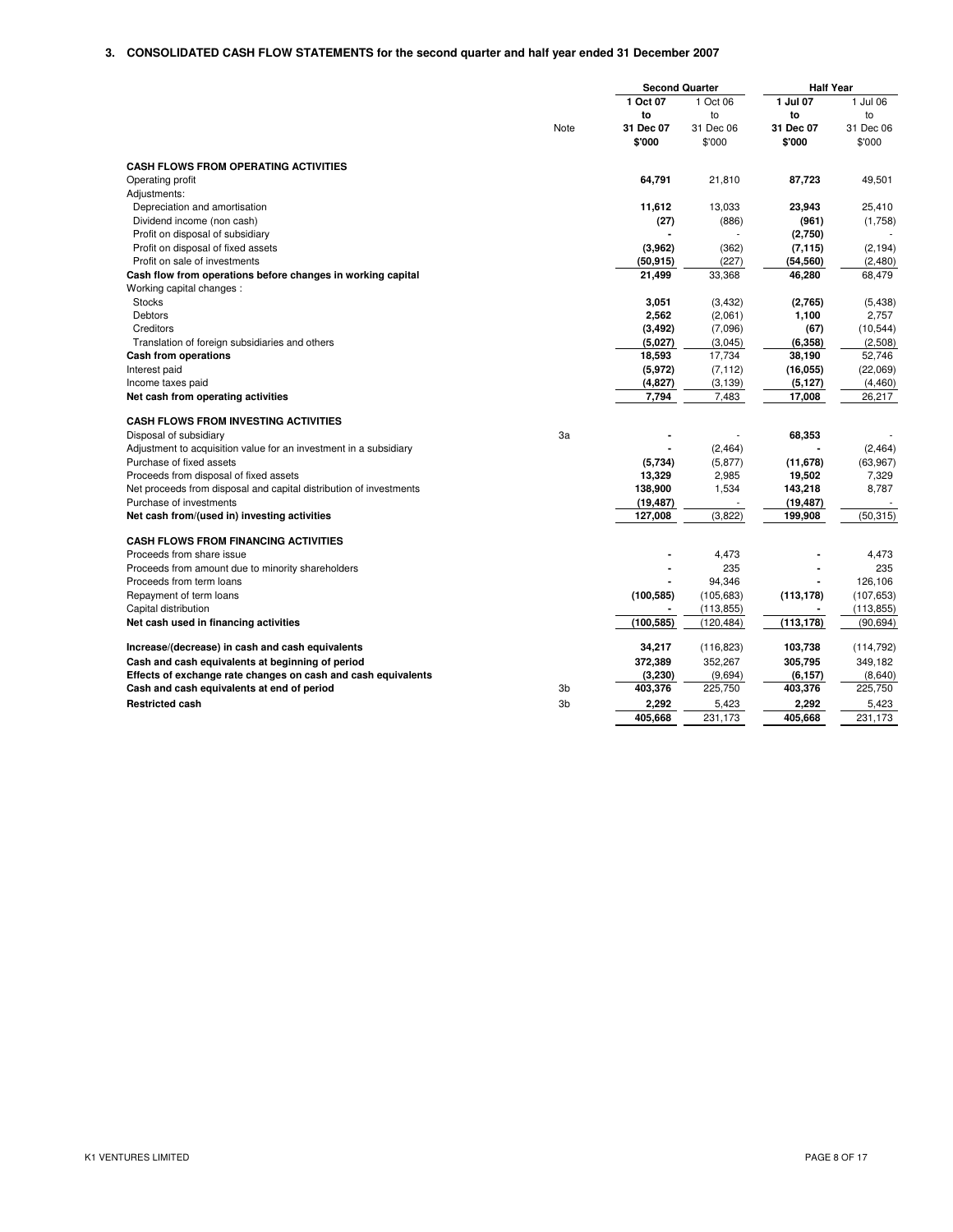## 3. CONSOLIDATED CASH FLOW STATEMENTS for the second quarter and half year ended 31 December 2007

| | Note | Second Quarter | | Half Year | |
|---|---|---|---|---|---|
| | | **1 Oct 07 to 31 Dec 07 $'000** | 1 Oct 06 to 31 Dec 06 $'000 | **1 Jul 07 to 31 Dec 07 $'000** | 1 Jul 06 to 31 Dec 06 $'000 |
| **CASH FLOWS FROM OPERATING ACTIVITIES** | | | | | |
| Operating profit | | **64,791** | 21,810 | **87,723** | 49,501 |
| Adjustments: | | | | | |
| Depreciation and amortisation | | **11,612** | 13,033 | **23,943** | 25,410 |
| Dividend income (non cash) | | **(27)** | (886) | **(961)** | (1,758) |
| Profit on disposal of subsidiary | | **-** | - | **(2,750)** | - |
| Profit on disposal of fixed assets | | **(3,962)** | (362) | **(7,115)** | (2,194) |
| Profit on sale of investments | | **(50,915)** | (227) | **(54,560)** | (2,480) |
| **Cash flow from operations before changes in working capital** | | **21,499** | 33,368 | **46,280** | 68,479 |
| Working capital changes : | | | | | |
| Stocks | | **3,051** | (3,432) | **(2,765)** | (5,438) |
| Debtors | | **2,562** | (2,061) | **1,100** | 2,757 |
| Creditors | | **(3,492)** | (7,096) | **(67)** | (10,544) |
| Translation of foreign subsidiaries and others | | **(5,027)** | (3,045) | **(6,358)** | (2,508) |
| **Cash from operations** | | **18,593** | 17,734 | **38,190** | 52,746 |
| Interest paid | | **(5,972)** | (7,112) | **(16,055)** | (22,069) |
| Income taxes paid | | **(4,827)** | (3,139) | **(5,127)** | (4,460) |
| **Net cash from operating activities** | | **7,794** | 7,483 | **17,008** | 26,217 |
| **CASH FLOWS FROM INVESTING ACTIVITIES** | | | | | |
| Disposal of subsidiary | 3a | **-** | - | **68,353** | - |
| Adjustment to acquisition value for an investment in a subsidiary | | **-** | (2,464) | **-** | (2,464) |
| Purchase of fixed assets | | **(5,734)** | (5,877) | **(11,678)** | (63,967) |
| Proceeds from disposal of fixed assets | | **13,329** | 2,985 | **19,502** | 7,329 |
| Net proceeds from disposal and capital distribution of investments | | **138,900** | 1,534 | **143,218** | 8,787 |
| Purchase of investments | | **(19,487)** | - | **(19,487)** | - |
| **Net cash from/(used in) investing activities** | | **127,008** | (3,822) | **199,908** | (50,315) |
| **CASH FLOWS FROM FINANCING ACTIVITIES** | | | | | |
| Proceeds from share issue | | **-** | 4,473 | **-** | 4,473 |
| Proceeds from amount due to minority shareholders | | **-** | 235 | **-** | 235 |
| Proceeds from term loans | | **-** | 94,346 | **-** | 126,106 |
| Repayment of term loans | | **(100,585)** | (105,683) | **(113,178)** | (107,653) |
| Capital distribution | | **-** | (113,855) | **-** | (113,855) |
| **Net cash used in financing activities** | | **(100,585)** | (120,484) | **(113,178)** | (90,694) |
| **Increase/(decrease) in cash and cash equivalents** | | **34,217** | (116,823) | **103,738** | (114,792) |
| **Cash and cash equivalents at beginning of period** | | **372,389** | 352,267 | **305,795** | 349,182 |
| **Effects of exchange rate changes on cash and cash equivalents** | | **(3,230)** | (9,694) | **(6,157)** | (8,640) |
| **Cash and cash equivalents at end of period** | 3b | **403,376** | 225,750 | **403,376** | 225,750 |
| **Restricted cash** | 3b | **2,292** | 5,423 | **2,292** | 5,423 |
| | | **405,668** | 231,173 | **405,668** | 231,173 |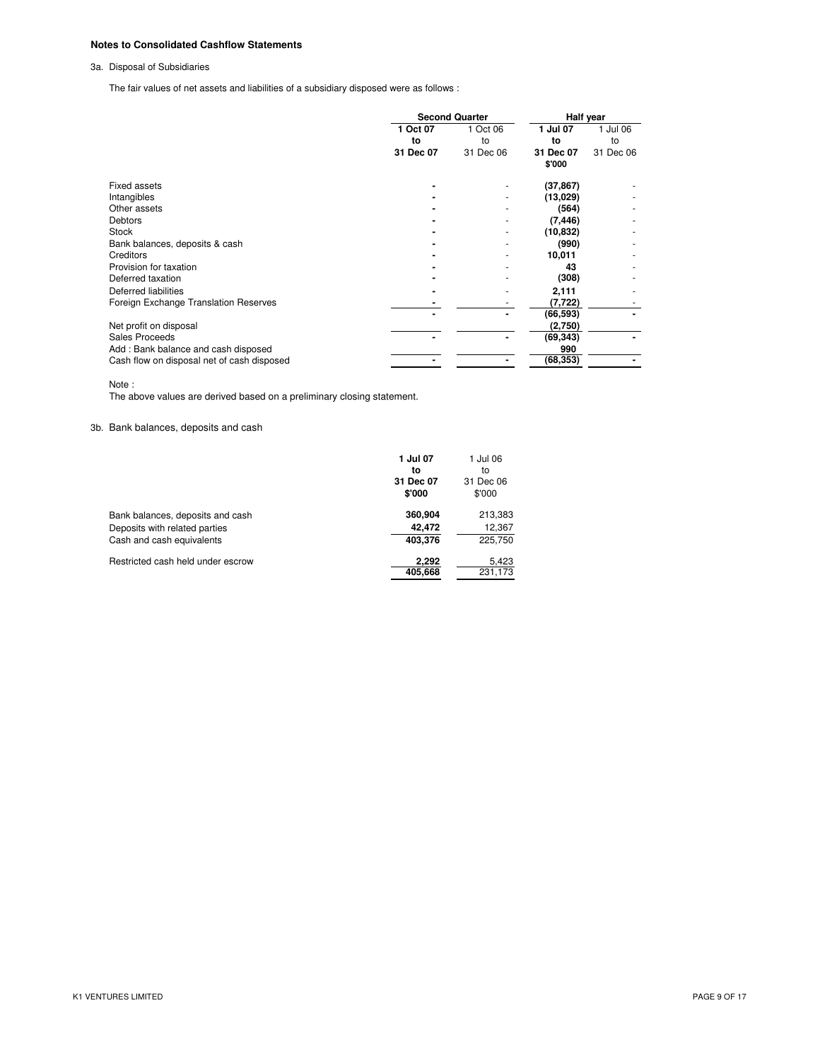**Notes to Consolidated Cashflow Statements**

3a. Disposal of Subsidiaries

The fair values of net assets and liabilities of a subsidiary disposed were as follows :

| | Second Quarter | | Half year | |
|---|---|---|---|---|
| | **1 Oct 07 to 31 Dec 07** | 1 Oct 06 to 31 Dec 06 | **1 Jul 07 to 31 Dec 07 $'000** | 1 Jul 06 to 31 Dec 06 |
| Fixed assets | **-** | - | **(37,867)** | - |
| Intangibles | **-** | - | **(13,029)** | - |
| Other assets | **-** | - | **(564)** | - |
| Debtors | **-** | - | **(7,446)** | - |
| Stock | **-** | - | **(10,832)** | - |
| Bank balances, deposits & cash | **-** | - | **(990)** | - |
| Creditors | **-** | - | **10,011** | - |
| Provision for taxation | **-** | - | **43** | - |
| Deferred taxation | **-** | - | **(308)** | - |
| Deferred liabilities | **-** | - | **2,111** | - |
| Foreign Exchange Translation Reserves | **-** | - | **(7,722)** | - |
| | **-** | **-** | **(66,593)** | **-** |
| Net profit on disposal | | | **(2,750)** | |
| Sales Proceeds | **-** | **-** | **(69,343)** | **-** |
| Add : Bank balance and cash disposed | | | **990** | |
| Cash flow on disposal net of cash disposed | **-** | **-** | **(68,353)** | **-** |

Note :

The above values are derived based on a preliminary closing statement.

3b. Bank balances, deposits and cash

| | **1 Jul 07 to 31 Dec 07 $'000** | 1 Jul 06 to 31 Dec 06 $'000 |
|---|---|---|
| Bank balances, deposits and cash | **360,904** | 213,383 |
| Deposits with related parties | **42,472** | 12,367 |
| Cash and cash equivalents | **403,376** | 225,750 |
| Restricted cash held under escrow | **2,292** | 5,423 |
| | **405,668** | 231,173 |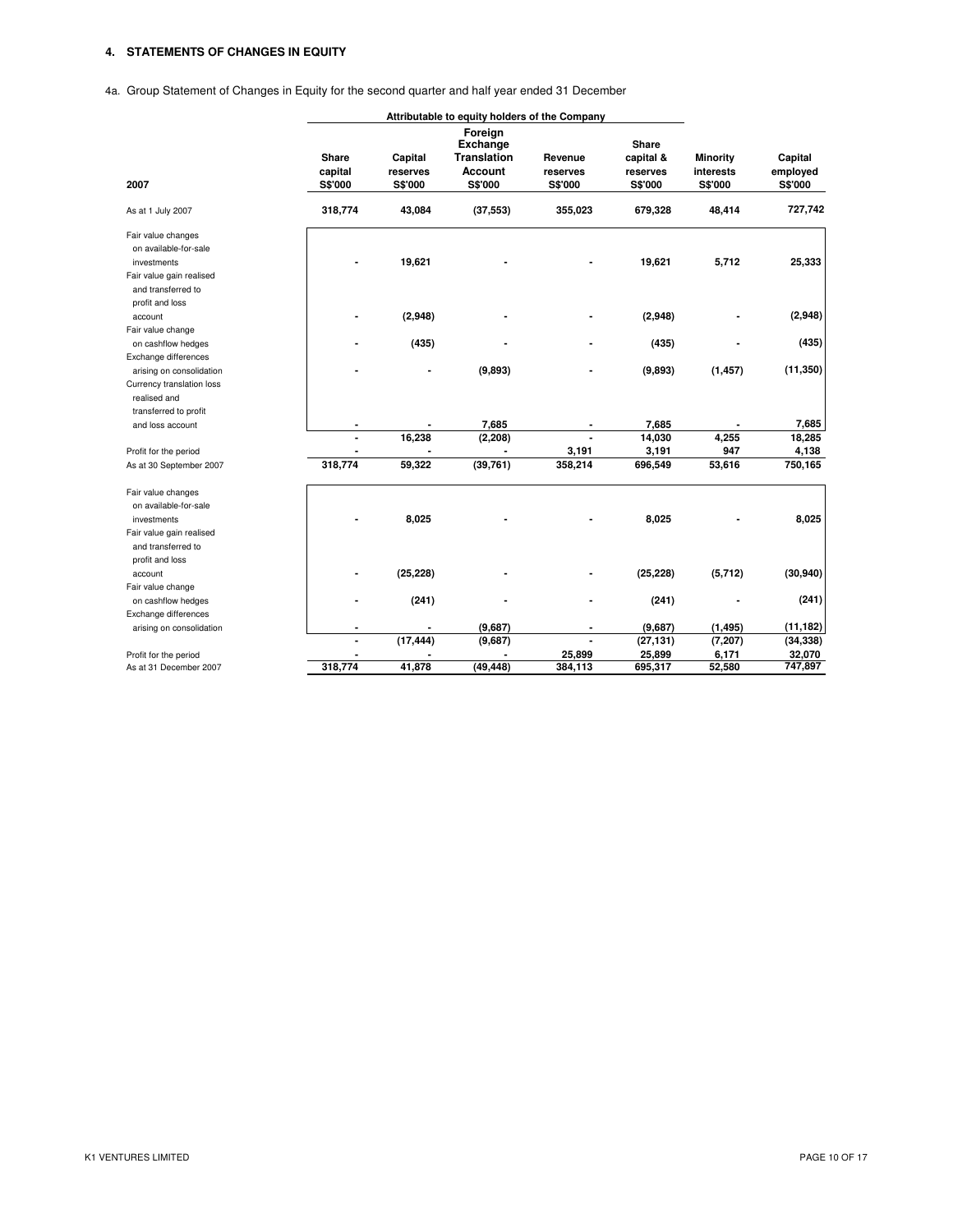## 4. STATEMENTS OF CHANGES IN EQUITY

4a. Group Statement of Changes in Equity for the second quarter and half year ended 31 December

| 2007 | Share capital S$'000 | Capital reserves S$'000 | Foreign Exchange Translation Account S$'000 | Revenue reserves S$'000 | Share capital & reserves S$'000 | Minority interests S$'000 | Capital employed S$'000 |
|---|---|---|---|---|---|---|---|
| | Attributable to equity holders of the Company | | | | | | |
| As at 1 July 2007 | 318,774 | 43,084 | (37,553) | 355,023 | 679,328 | 48,414 | 727,742 |
| Fair value changes on available-for-sale investments | - | 19,621 | - | - | 19,621 | 5,712 | 25,333 |
| Fair value gain realised and transferred to profit and loss account | - | (2,948) | - | - | (2,948) | - | (2,948) |
| Fair value change on cashflow hedges | - | (435) | - | - | (435) | - | (435) |
| Exchange differences arising on consolidation | - | - | (9,893) | - | (9,893) | (1,457) | (11,350) |
| Currency translation loss realised and transferred to profit and loss account | - | - | 7,685 | - | 7,685 | - | 7,685 |
| | - | 16,238 | (2,208) | - | 14,030 | 4,255 | 18,285 |
| Profit for the period | - | - | - | 3,191 | 3,191 | 947 | 4,138 |
| As at 30 September 2007 | 318,774 | 59,322 | (39,761) | 358,214 | 696,549 | 53,616 | 750,165 |
| Fair value changes on available-for-sale investments | - | 8,025 | - | - | 8,025 | - | 8,025 |
| Fair value gain realised and transferred to profit and loss account | - | (25,228) | - | - | (25,228) | (5,712) | (30,940) |
| Fair value change on cashflow hedges | - | (241) | - | - | (241) | - | (241) |
| Exchange differences arising on consolidation | - | - | (9,687) | - | (9,687) | (1,495) | (11,182) |
| | - | (17,444) | (9,687) | - | (27,131) | (7,207) | (34,338) |
| Profit for the period | - | - | - | 25,899 | 25,899 | 6,171 | 32,070 |
| As at 31 December 2007 | 318,774 | 41,878 | (49,448) | 384,113 | 695,317 | 52,580 | 747,897 |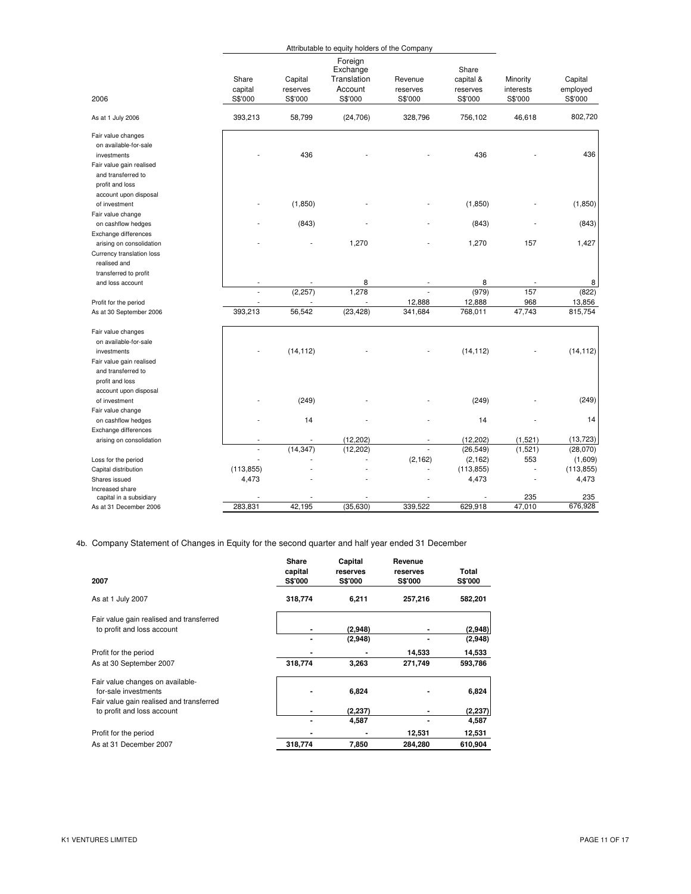| 2006 | Share capital S$'000 | Capital reserves S$'000 | Foreign Exchange Translation Account S$'000 | Revenue reserves S$'000 | Share capital & reserves S$'000 | Minority interests S$'000 | Capital employed S$'000 |
|---|---|---|---|---|---|---|---|
| | Attributable to equity holders of the Company | | | | | | |
| As at 1 July 2006 | 393,213 | 58,799 | (24,706) | 328,796 | 756,102 | 46,618 | 802,720 |
| Fair value changes on available-for-sale investments | - | 436 | - | - | 436 | - | 436 |
| Fair value gain realised and transferred to profit and loss account upon disposal of investment | - | (1,850) | - | - | (1,850) | - | (1,850) |
| Fair value change on cashflow hedges | - | (843) | - | - | (843) | - | (843) |
| Exchange differences arising on consolidation | - | - | 1,270 | - | 1,270 | 157 | 1,427 |
| Currency translation loss realised and transferred to profit and loss account | - | - | 8 | - | 8 | - | 8 |
| | - | (2,257) | 1,278 | - | (979) | 157 | (822) |
| Profit for the period | - | - | - | 12,888 | 12,888 | 968 | 13,856 |
| As at 30 September 2006 | 393,213 | 56,542 | (23,428) | 341,684 | 768,011 | 47,743 | 815,754 |
| Fair value changes on available-for-sale investments | - | (14,112) | - | - | (14,112) | - | (14,112) |
| Fair value gain realised and transferred to profit and loss account upon disposal of investment | - | (249) | - | - | (249) | - | (249) |
| Fair value change on cashflow hedges | - | 14 | - | - | 14 | - | 14 |
| Exchange differences arising on consolidation | - | - | (12,202) | - | (12,202) | (1,521) | (13,723) |
| | - | (14,347) | (12,202) | - | (26,549) | (1,521) | (28,070) |
| Loss for the period | - | - | - | (2,162) | (2,162) | 553 | (1,609) |
| Capital distribution | (113,855) | - | - | - | (113,855) | - | (113,855) |
| Shares issued | 4,473 | - | - | - | 4,473 | - | 4,473 |
| Increased share capital in a subsidiary | - | - | - | - | - | 235 | 235 |
| As at 31 December 2006 | 283,831 | 42,195 | (35,630) | 339,522 | 629,918 | 47,010 | 676,928 |

4b. Company Statement of Changes in Equity for the second quarter and half year ended 31 December

| 2007 | **Share capital S$'000** | **Capital reserves S$'000** | **Revenue reserves S$'000** | **Total S$'000** |
|---|---|---|---|---|
| As at 1 July 2007 | **318,774** | **6,211** | **257,216** | **582,201** |
| Fair value gain realised and transferred to profit and loss account | **-** | **(2,948)** | **-** | **(2,948)** |
| | **-** | **(2,948)** | **-** | **(2,948)** |
| Profit for the period | **-** | **-** | **14,533** | **14,533** |
| As at 30 September 2007 | **318,774** | **3,263** | **271,749** | **593,786** |
| Fair value changes on available-for-sale investments | **-** | **6,824** | **-** | **6,824** |
| Fair value gain realised and transferred to profit and loss account | **-** | **(2,237)** | **-** | **(2,237)** |
| | **-** | **4,587** | **-** | **4,587** |
| Profit for the period | **-** | **-** | **12,531** | **12,531** |
| As at 31 December 2007 | **318,774** | **7,850** | **284,280** | **610,904** |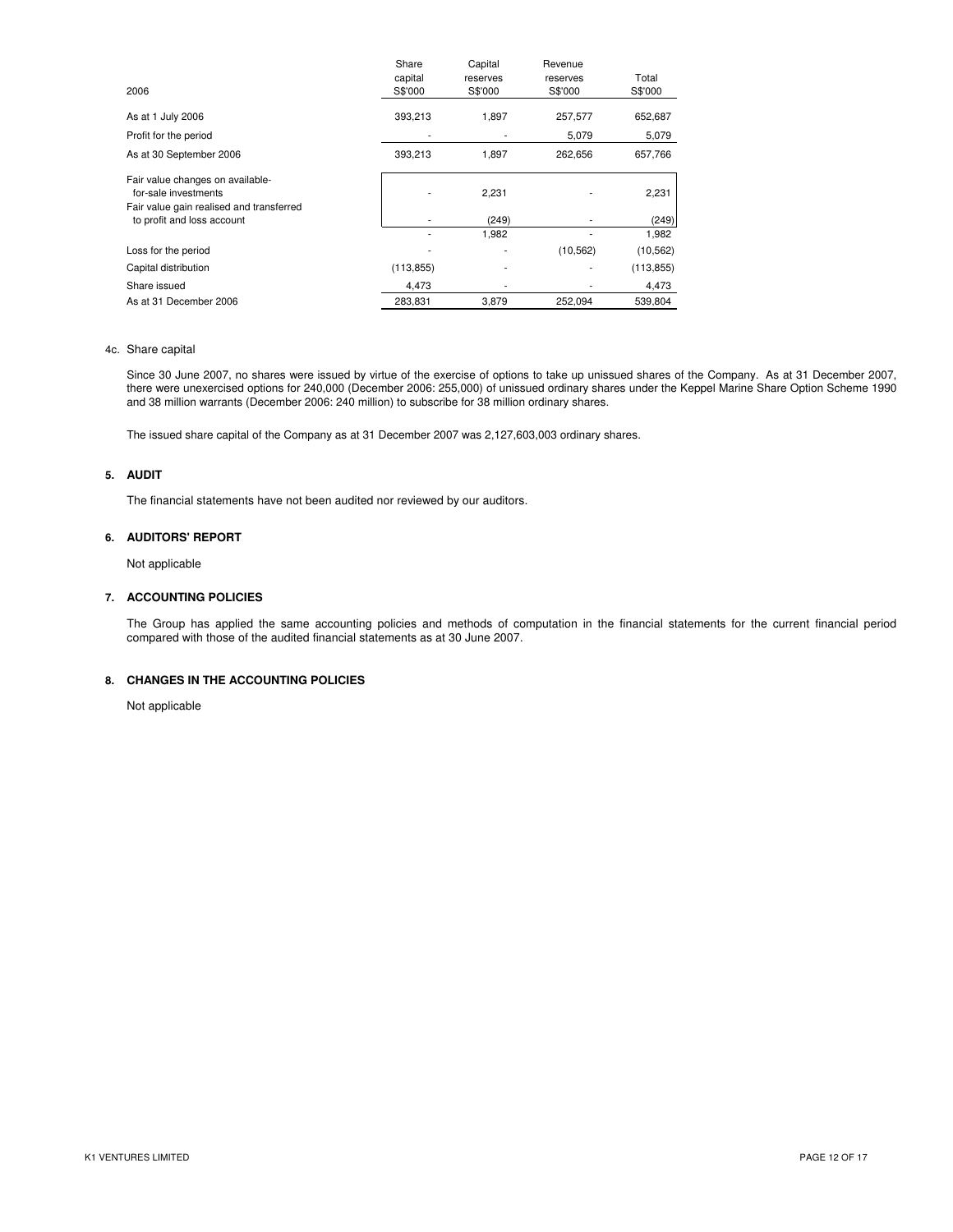| 2006 | Share capital S$'000 | Capital reserves S$'000 | Revenue reserves S$'000 | Total S$'000 |
|---|---|---|---|---|
| As at 1 July 2006 | 393,213 | 1,897 | 257,577 | 652,687 |
| Profit for the period | - | - | 5,079 | 5,079 |
| As at 30 September 2006 | 393,213 | 1,897 | 262,656 | 657,766 |
| Fair value changes on available-for-sale investments | - | 2,231 | - | 2,231 |
| Fair value gain realised and transferred to profit and loss account | - | (249) | - | (249) |
| | - | 1,982 | - | 1,982 |
| Loss for the period | - | - | (10,562) | (10,562) |
| Capital distribution | (113,855) | - | - | (113,855) |
| Share issued | 4,473 | - | - | 4,473 |
| As at 31 December 2006 | 283,831 | 3,879 | 252,094 | 539,804 |

4c. Share capital

Since 30 June 2007, no shares were issued by virtue of the exercise of options to take up unissued shares of the Company. As at 31 December 2007, there were unexercised options for 240,000 (December 2006: 255,000) of unissued ordinary shares under the Keppel Marine Share Option Scheme 1990 and 38 million warrants (December 2006: 240 million) to subscribe for 38 million ordinary shares.

The issued share capital of the Company as at 31 December 2007 was 2,127,603,003 ordinary shares.

### 5. AUDIT

The financial statements have not been audited nor reviewed by our auditors.

### 6. AUDITORS' REPORT

Not applicable

### 7. ACCOUNTING POLICIES

The Group has applied the same accounting policies and methods of computation in the financial statements for the current financial period compared with those of the audited financial statements as at 30 June 2007.

### 8. CHANGES IN THE ACCOUNTING POLICIES

Not applicable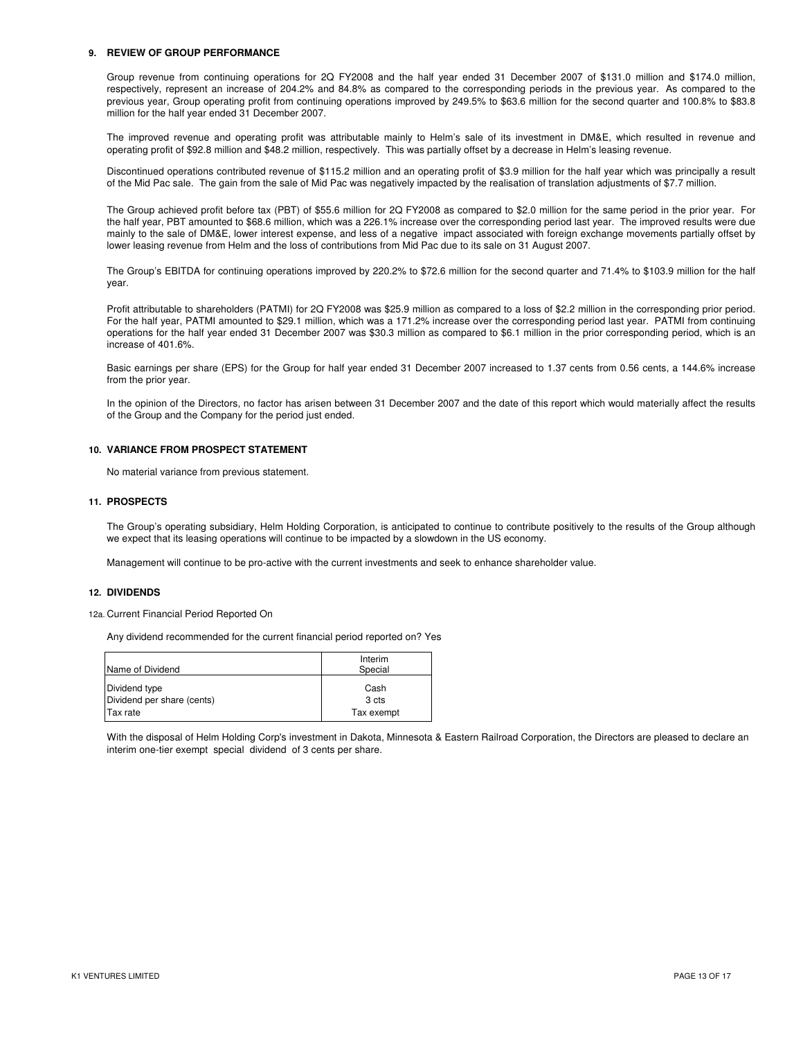## 9. REVIEW OF GROUP PERFORMANCE

Group revenue from continuing operations for 2Q FY2008 and the half year ended 31 December 2007 of $131.0 million and $174.0 million, respectively, represent an increase of 204.2% and 84.8% as compared to the corresponding periods in the previous year. As compared to the previous year, Group operating profit from continuing operations improved by 249.5% to $63.6 million for the second quarter and 100.8% to $83.8 million for the half year ended 31 December 2007.

The improved revenue and operating profit was attributable mainly to Helm's sale of its investment in DM&E, which resulted in revenue and operating profit of $92.8 million and $48.2 million, respectively. This was partially offset by a decrease in Helm's leasing revenue.

Discontinued operations contributed revenue of $115.2 million and an operating profit of $3.9 million for the half year which was principally a result of the Mid Pac sale. The gain from the sale of Mid Pac was negatively impacted by the realisation of translation adjustments of $7.7 million.

The Group achieved profit before tax (PBT) of $55.6 million for 2Q FY2008 as compared to $2.0 million for the same period in the prior year. For the half year, PBT amounted to $68.6 million, which was a 226.1% increase over the corresponding period last year. The improved results were due mainly to the sale of DM&E, lower interest expense, and less of a negative impact associated with foreign exchange movements partially offset by lower leasing revenue from Helm and the loss of contributions from Mid Pac due to its sale on 31 August 2007.

The Group's EBITDA for continuing operations improved by 220.2% to $72.6 million for the second quarter and 71.4% to $103.9 million for the half year.

Profit attributable to shareholders (PATMI) for 2Q FY2008 was $25.9 million as compared to a loss of $2.2 million in the corresponding prior period. For the half year, PATMI amounted to $29.1 million, which was a 171.2% increase over the corresponding period last year. PATMI from continuing operations for the half year ended 31 December 2007 was $30.3 million as compared to $6.1 million in the prior corresponding period, which is an increase of 401.6%.

Basic earnings per share (EPS) for the Group for half year ended 31 December 2007 increased to 1.37 cents from 0.56 cents, a 144.6% increase from the prior year.

In the opinion of the Directors, no factor has arisen between 31 December 2007 and the date of this report which would materially affect the results of the Group and the Company for the period just ended.

## 10. VARIANCE FROM PROSPECT STATEMENT

No material variance from previous statement.

## 11. PROSPECTS

The Group's operating subsidiary, Helm Holding Corporation, is anticipated to continue to contribute positively to the results of the Group although we expect that its leasing operations will continue to be impacted by a slowdown in the US economy.

Management will continue to be pro-active with the current investments and seek to enhance shareholder value.

## 12. DIVIDENDS

12a. Current Financial Period Reported On

Any dividend recommended for the current financial period reported on? Yes

| Name of Dividend | Interim Special |
|---|---|
| Dividend type | Cash |
| Dividend per share (cents) | 3 cts |
| Tax rate | Tax exempt |

With the disposal of Helm Holding Corp's investment in Dakota, Minnesota & Eastern Railroad Corporation, the Directors are pleased to declare an interim one-tier exempt special dividend of 3 cents per share.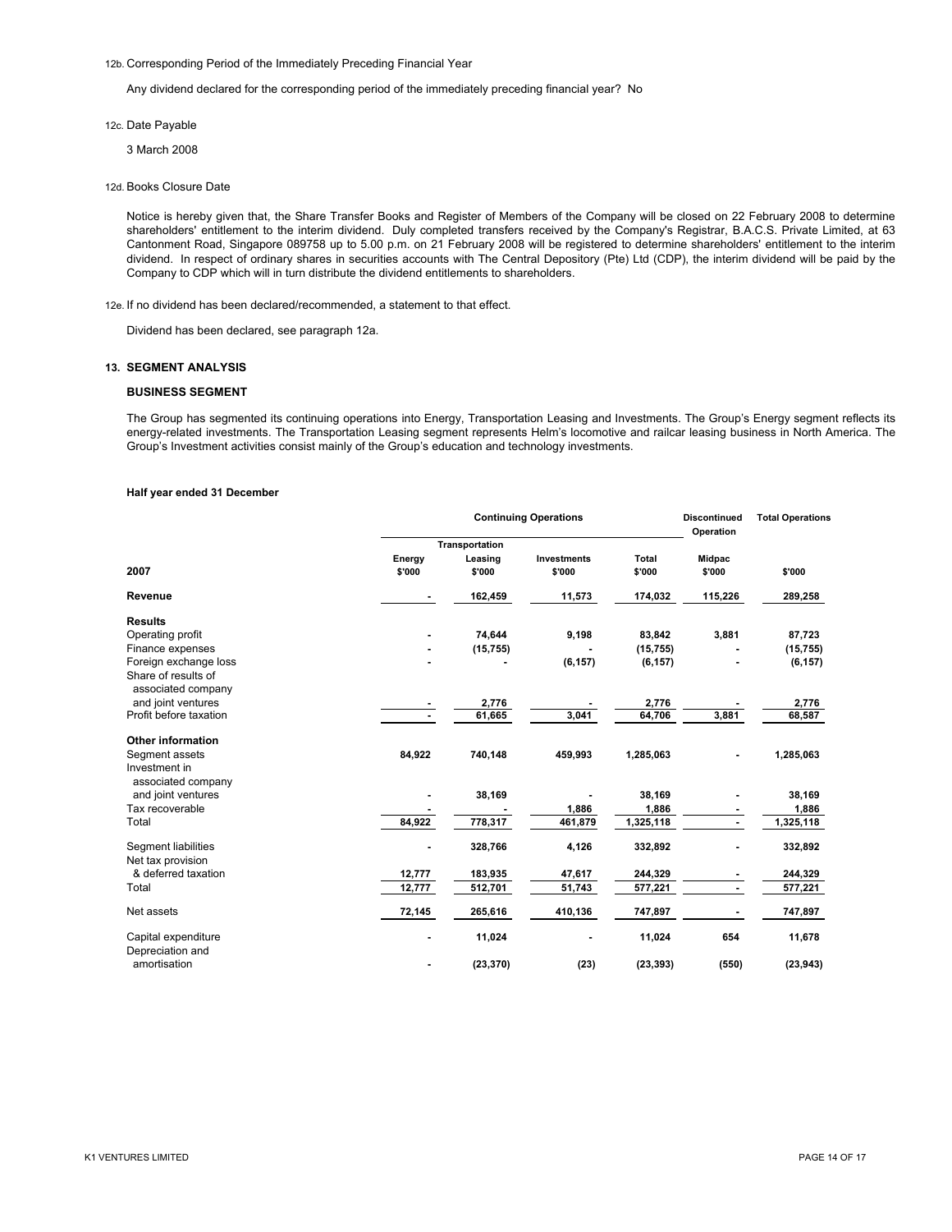12b. Corresponding Period of the Immediately Preceding Financial Year

Any dividend declared for the corresponding period of the immediately preceding financial year? No

12c. Date Payable

3 March 2008

12d. Books Closure Date

Notice is hereby given that, the Share Transfer Books and Register of Members of the Company will be closed on 22 February 2008 to determine shareholders' entitlement to the interim dividend. Duly completed transfers received by the Company's Registrar, B.A.C.S. Private Limited, at 63 Cantonment Road, Singapore 089758 up to 5.00 p.m. on 21 February 2008 will be registered to determine shareholders' entitlement to the interim dividend. In respect of ordinary shares in securities accounts with The Central Depository (Pte) Ltd (CDP), the interim dividend will be paid by the Company to CDP which will in turn distribute the dividend entitlements to shareholders.

12e. If no dividend has been declared/recommended, a statement to that effect.

Dividend has been declared, see paragraph 12a.

## 13. SEGMENT ANALYSIS

### BUSINESS SEGMENT

The Group has segmented its continuing operations into Energy, Transportation Leasing and Investments. The Group's Energy segment reflects its energy-related investments. The Transportation Leasing segment represents Helm's locomotive and railcar leasing business in North America. The Group's Investment activities consist mainly of the Group's education and technology investments.

**Half year ended 31 December**

| | Continuing Operations | | | | Discontinued Operation | Total Operations |
|---|---|---|---|---|---|---|
| **2007** | **Energy $'000** | **Transportation Leasing $'000** | **Investments $'000** | **Total $'000** | **Midpac $'000** | **$'000** |
| **Revenue** | - | 162,459 | 11,573 | 174,032 | 115,226 | 289,258 |
| **Results** | | | | | | |
| Operating profit | - | 74,644 | 9,198 | 83,842 | 3,881 | 87,723 |
| Finance expenses | - | (15,755) | - | (15,755) | - | (15,755) |
| Foreign exchange loss | - | - | (6,157) | (6,157) | - | (6,157) |
| Share of results of associated company and joint ventures | - | 2,776 | - | 2,776 | - | 2,776 |
| Profit before taxation | - | 61,665 | 3,041 | 64,706 | 3,881 | 68,587 |
| **Other information** | | | | | | |
| Segment assets | 84,922 | 740,148 | 459,993 | 1,285,063 | - | 1,285,063 |
| Investment in associated company and joint ventures | - | 38,169 | - | 38,169 | - | 38,169 |
| Tax recoverable | - | - | 1,886 | 1,886 | - | 1,886 |
| Total | 84,922 | 778,317 | 461,879 | 1,325,118 | - | 1,325,118 |
| Segment liabilities | - | 328,766 | 4,126 | 332,892 | - | 332,892 |
| Net tax provision & deferred taxation | 12,777 | 183,935 | 47,617 | 244,329 | - | 244,329 |
| Total | 12,777 | 512,701 | 51,743 | 577,221 | - | 577,221 |
| Net assets | 72,145 | 265,616 | 410,136 | 747,897 | - | 747,897 |
| Capital expenditure | - | 11,024 | - | 11,024 | 654 | 11,678 |
| Depreciation and amortisation | - | (23,370) | (23) | (23,393) | (550) | (23,943) |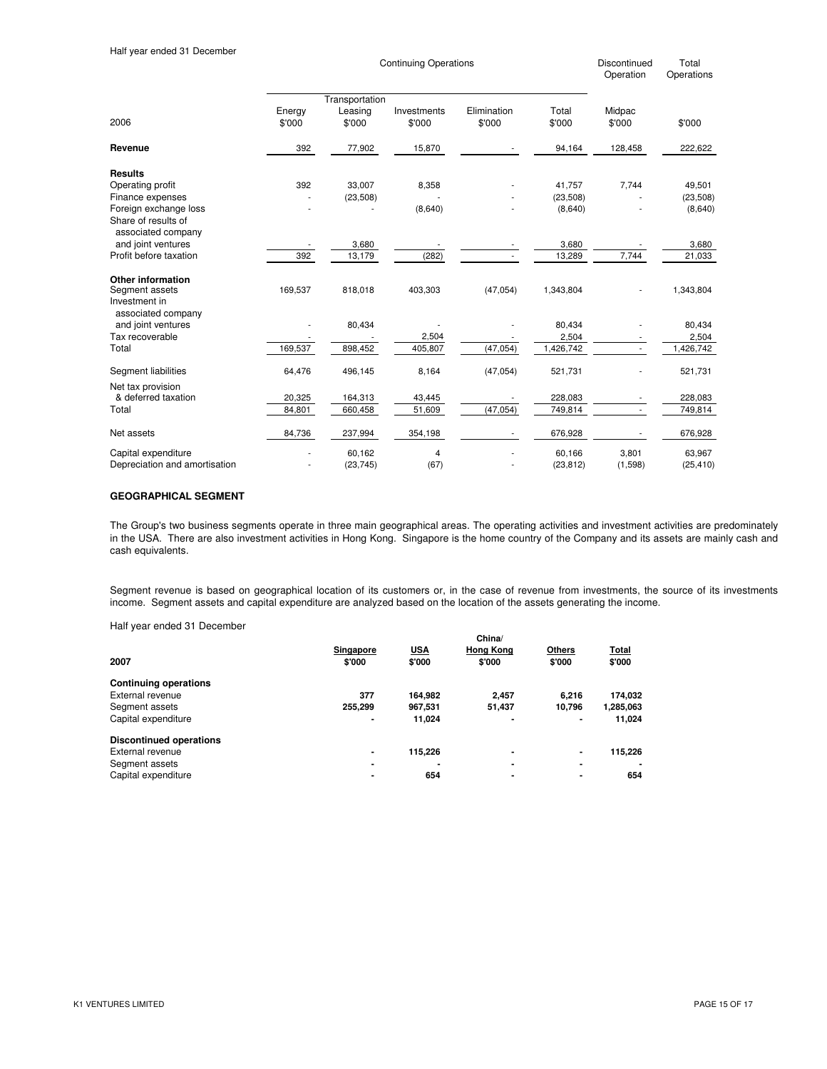Half year ended 31 December

| 2006 | Continuing Operations Energy $'000 | Transportation Leasing $'000 | Investments $'000 | Elimination $'000 | Total $'000 | Discontinued Operation Midpac $'000 | Total Operations $'000 |
|---|---|---|---|---|---|---|---|
| **Revenue** | 392 | 77,902 | 15,870 | - | 94,164 | 128,458 | 222,622 |
| **Results** | | | | | | | |
| Operating profit | 392 | 33,007 | 8,358 | - | 41,757 | 7,744 | 49,501 |
| Finance expenses | - | (23,508) | - | - | (23,508) | - | (23,508) |
| Foreign exchange loss | - | - | (8,640) | - | (8,640) | - | (8,640) |
| Share of results of associated company and joint ventures | - | 3,680 | - | - | 3,680 | - | 3,680 |
| Profit before taxation | 392 | 13,179 | (282) | - | 13,289 | 7,744 | 21,033 |
| **Other information** | | | | | | | |
| Segment assets | 169,537 | 818,018 | 403,303 | (47,054) | 1,343,804 | - | 1,343,804 |
| Investment in associated company and joint ventures | - | 80,434 | - | - | 80,434 | - | 80,434 |
| Tax recoverable | - | - | 2,504 | - | 2,504 | - | 2,504 |
| Total | 169,537 | 898,452 | 405,807 | (47,054) | 1,426,742 | - | 1,426,742 |
| Segment liabilities | 64,476 | 496,145 | 8,164 | (47,054) | 521,731 | - | 521,731 |
| Net tax provision & deferred taxation | 20,325 | 164,313 | 43,445 | - | 228,083 | - | 228,083 |
| Total | 84,801 | 660,458 | 51,609 | (47,054) | 749,814 | - | 749,814 |
| Net assets | 84,736 | 237,994 | 354,198 | - | 676,928 | - | 676,928 |
| Capital expenditure | - | 60,162 | 4 | - | 60,166 | 3,801 | 63,967 |
| Depreciation and amortisation | - | (23,745) | (67) | - | (23,812) | (1,598) | (25,410) |

**GEOGRAPHICAL SEGMENT**

The Group's two business segments operate in three main geographical areas. The operating activities and investment activities are predominately in the USA. There are also investment activities in Hong Kong. Singapore is the home country of the Company and its assets are mainly cash and cash equivalents.

Segment revenue is based on geographical location of its customers or, in the case of revenue from investments, the source of its investments income. Segment assets and capital expenditure are analyzed based on the location of the assets generating the income.

Half year ended 31 December

| **2007** | **Singapore $'000** | **USA $'000** | **China/ Hong Kong $'000** | **Others $'000** | **Total $'000** |
|---|---|---|---|---|---|
| **Continuing operations** | | | | | |
| External revenue | **377** | **164,982** | **2,457** | **6,216** | **174,032** |
| Segment assets | **255,299** | **967,531** | **51,437** | **10,796** | **1,285,063** |
| Capital expenditure | **-** | **11,024** | **-** | **-** | **11,024** |
| **Discontinued operations** | | | | | |
| External revenue | **-** | **115,226** | **-** | **-** | **115,226** |
| Segment assets | **-** | **-** | **-** | **-** | **-** |
| Capital expenditure | **-** | **654** | **-** | **-** | **654** |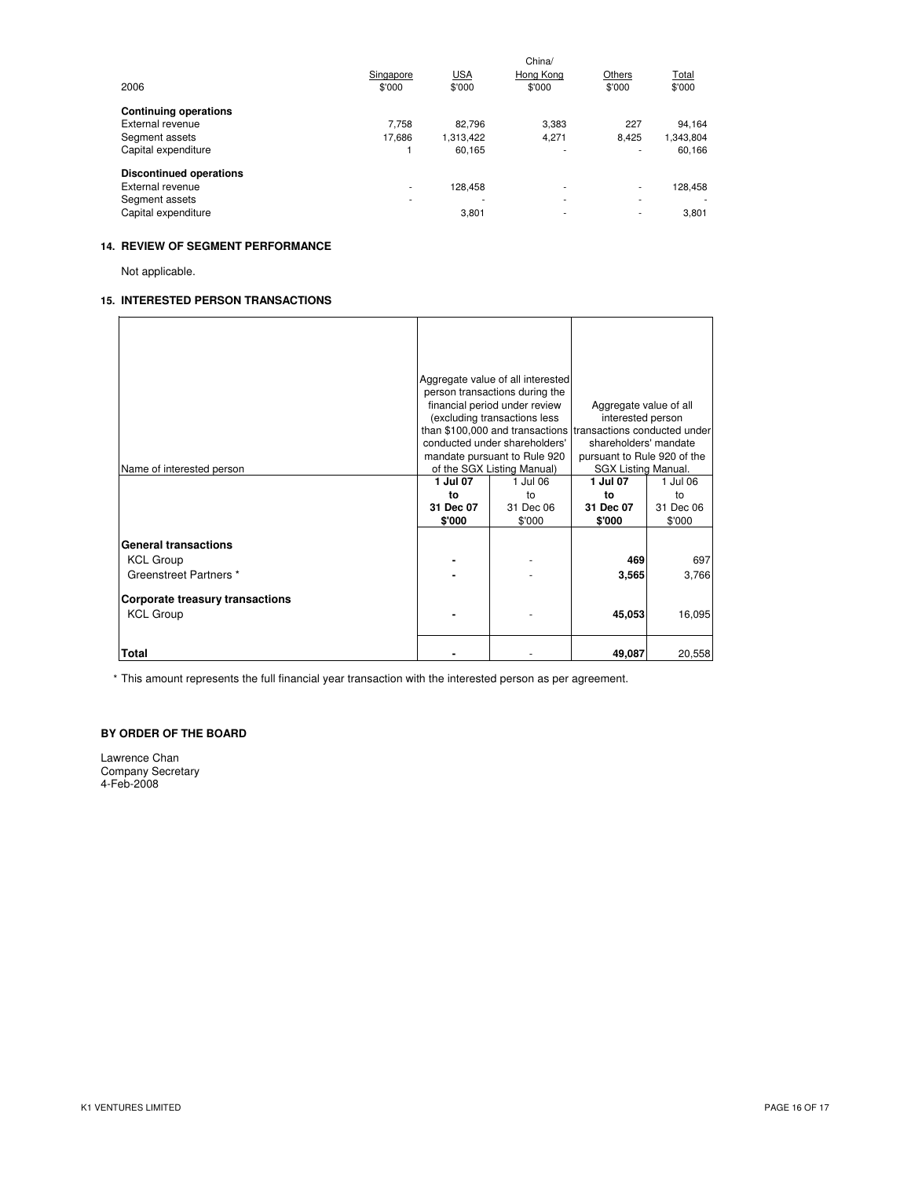| 2006 | Singapore $'000 | USA $'000 | China/ Hong Kong $'000 | Others $'000 | Total $'000 |
|---|---|---|---|---|---|
| **Continuing operations** | | | | | |
| External revenue | 7,758 | 82,796 | 3,383 | 227 | 94,164 |
| Segment assets | 17,686 | 1,313,422 | 4,271 | 8,425 | 1,343,804 |
| Capital expenditure | 1 | 60,165 | - | - | 60,166 |
| **Discontinued operations** | | | | | |
| External revenue | - | 128,458 | - | - | 128,458 |
| Segment assets | - | - | - | - | - |
| Capital expenditure | | 3,801 | - | - | 3,801 |

## 14. REVIEW OF SEGMENT PERFORMANCE

Not applicable.

## 15. INTERESTED PERSON TRANSACTIONS

| Name of interested person | Aggregate value of all interested person transactions during the financial period under review (excluding transactions less than $100,000 and transactions conducted under shareholders' mandate pursuant to Rule 920 of the SGX Listing Manual) | | Aggregate value of all interested person transactions conducted under shareholders' mandate pursuant to Rule 920 of the SGX Listing Manual. | |
|---|---|---|---|---|
| | **1 Jul 07 to 31 Dec 07 $'000** | 1 Jul 06 to 31 Dec 06 $'000 | **1 Jul 07 to 31 Dec 07 $'000** | 1 Jul 06 to 31 Dec 06 $'000 |
| **General transactions** | | | | |
| KCL Group | **-** | - | **469** | 697 |
| Greenstreet Partners * | **-** | - | **3,565** | 3,766 |
| **Corporate treasury transactions** | | | | |
| KCL Group | **-** | - | **45,053** | 16,095 |
| **Total** | **-** | - | **49,087** | 20,558 |

* This amount represents the full financial year transaction with the interested person as per agreement.

**BY ORDER OF THE BOARD**

Lawrence Chan
Company Secretary
4-Feb-2008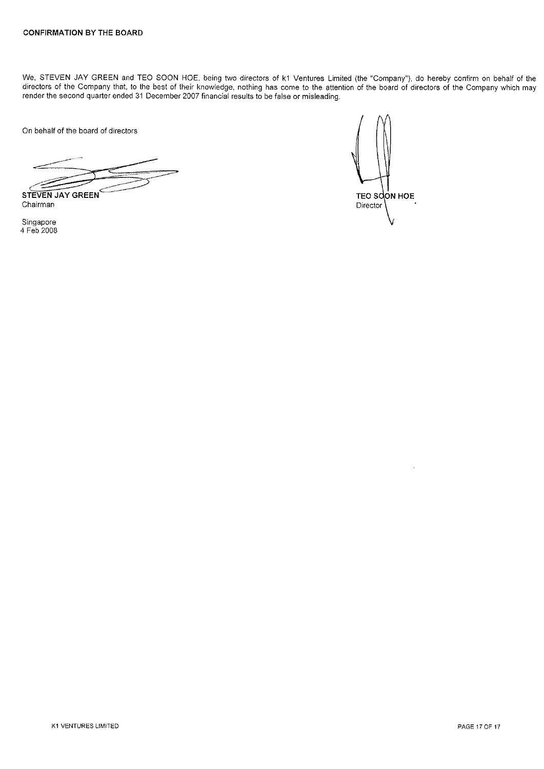**CONFIRMATION BY THE BOARD**

We, STEVEN JAY GREEN and TEO SOON HOE, being two directors of k1 Ventures Limited (the "Company"), do hereby confirm on behalf of the directors of the Company that, to the best of their knowledge, nothing has come to the attention of the board of directors of the Company which may render the second quarter ended 31 December 2007 financial results to be false or misleading.

On behalf of the board of directors

**STEVEN JAY GREEN**
Chairman

**TEO SOON HOE**
Director

Singapore
4 Feb 2008